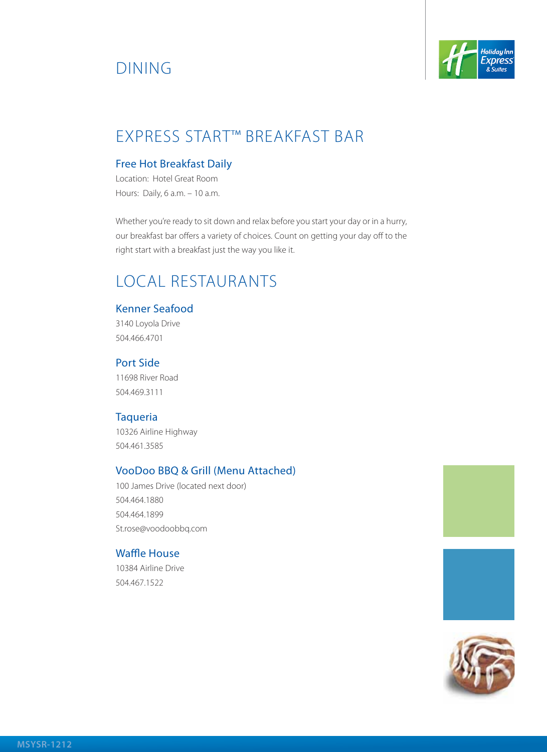# DINING

## EXPRESS START™ BREAKFAST BAR

### Free Hot Breakfast Daily

Location: Hotel Great Room

Hours: Daily, 6 a.m. – 10 a.m.

Whether you're ready to sit down and relax before you start your day or in a hurry, our breakfast bar offers a variety of choices. Count on getting your day off to the right start with a breakfast just the way you like it.

## LOCAL RESTAURANTS

### Kenner Seafood

3140 Loyola Drive

504.466.4701

### Port Side

11698 River Road

504.469.3111

### Taqueria

10326 Airline Highway

504.461.3585

### VooDoo BBQ & Grill (Menu Attached)

100 James Drive (located next door)

504.464.1880

504.464.1899

St.rose@voodoobbq.com

### Waffle House

10384 Airline Drive

504.467.1522

MSYSR-1212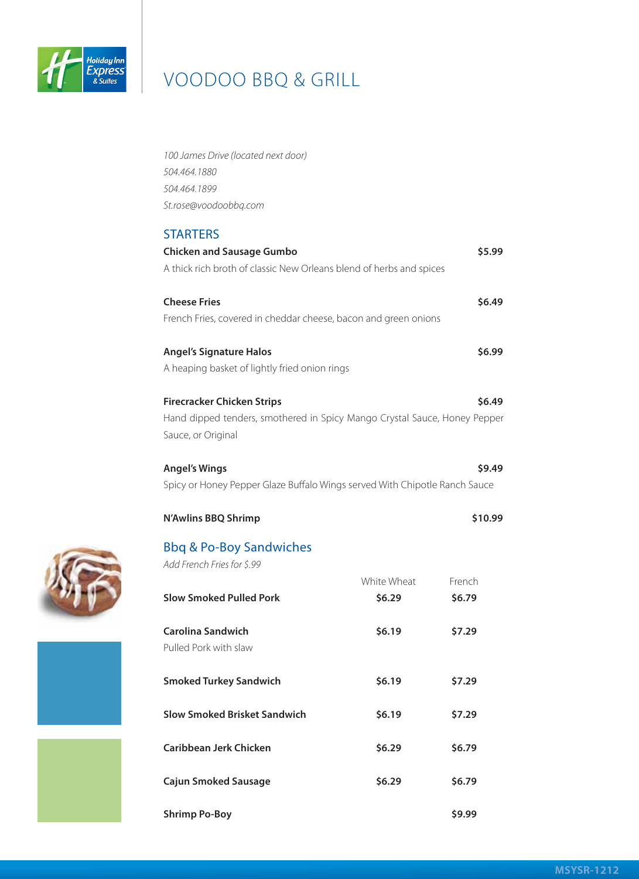# VOODOO BBQ & GRILL

*100 James Drive (located next door)*
*504.464.1880*
*504.464.1899*
*St.rose@voodoobbq.com*

## STARTERS

**Chicken and Sausage Gumbo** **$5.99**
A thick rich broth of classic New Orleans blend of herbs and spices

**Cheese Fries** **$6.49**
French Fries, covered in cheddar cheese, bacon and green onions

**Angel's Signature Halos** **$6.99**
A heaping basket of lightly fried onion rings

**Firecracker Chicken Strips** **$6.49**
Hand dipped tenders, smothered in Spicy Mango Crystal Sauce, Honey Pepper Sauce, or Original

**Angel's Wings** **$9.49**
Spicy or Honey Pepper Glaze Buffalo Wings served With Chipotle Ranch Sauce

**N'Awlins BBQ Shrimp** **$10.99**

## Bbq & Po-Boy Sandwiches

*Add French Fries for $.99*

| | White Wheat | French |
|---|---|---|
| **Slow Smoked Pulled Pork** | **$6.29** | **$6.79** |
| **Carolina Sandwich**<br>Pulled Pork with slaw | **$6.19** | **$7.29** |
| **Smoked Turkey Sandwich** | **$6.19** | **$7.29** |
| **Slow Smoked Brisket Sandwich** | **$6.19** | **$7.29** |
| **Caribbean Jerk Chicken** | **$6.29** | **$6.79** |
| **Cajun Smoked Sausage** | **$6.29** | **$6.79** |
| **Shrimp Po-Boy** | | **$9.99** |

MSYSR-1212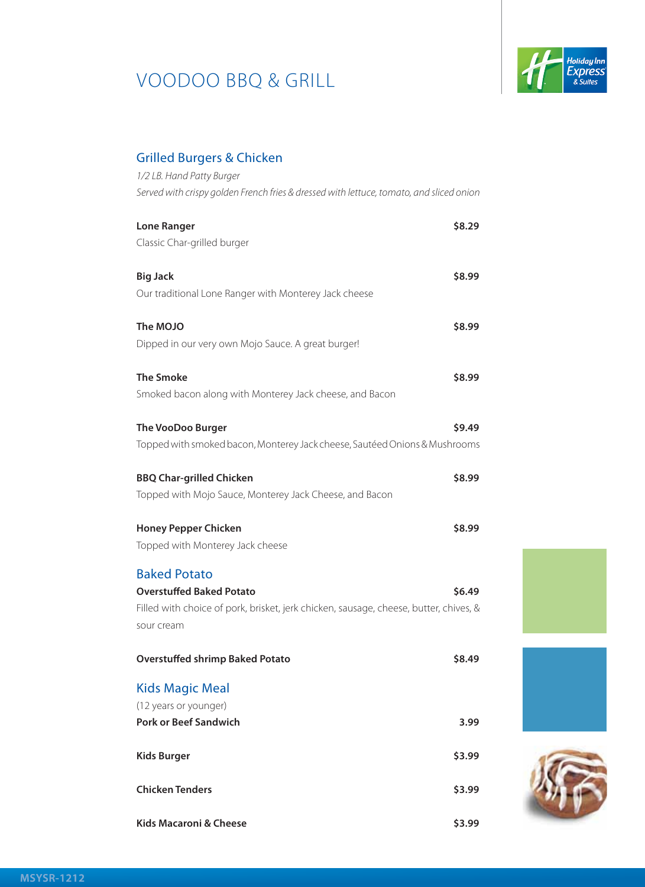# VOODOO BBQ & GRILL

## Grilled Burgers & Chicken

*1/2 LB. Hand Patty Burger*

*Served with crispy golden French fries & dressed with lettuce, tomato, and sliced onion*

**Lone Ranger** **$8.29**
Classic Char-grilled burger

**Big Jack** **$8.99**
Our traditional Lone Ranger with Monterey Jack cheese

**The MOJO** **$8.99**
Dipped in our very own Mojo Sauce. A great burger!

**The Smoke** **$8.99**
Smoked bacon along with Monterey Jack cheese, and Bacon

**The VooDoo Burger** **$9.49**
Topped with smoked bacon, Monterey Jack cheese, Sautéed Onions & Mushrooms

**BBQ Char-grilled Chicken** **$8.99**
Topped with Mojo Sauce, Monterey Jack Cheese, and Bacon

**Honey Pepper Chicken** **$8.99**
Topped with Monterey Jack cheese

## Baked Potato

**Overstuffed Baked Potato** **$6.49**
Filled with choice of pork, brisket, jerk chicken, sausage, cheese, butter, chives, & sour cream

**Overstuffed shrimp Baked Potato** **$8.49**

## Kids Magic Meal

(12 years or younger)

**Pork or Beef Sandwich** **3.99**

**Kids Burger** **$3.99**

**Chicken Tenders** **$3.99**

**Kids Macaroni & Cheese** **$3.99**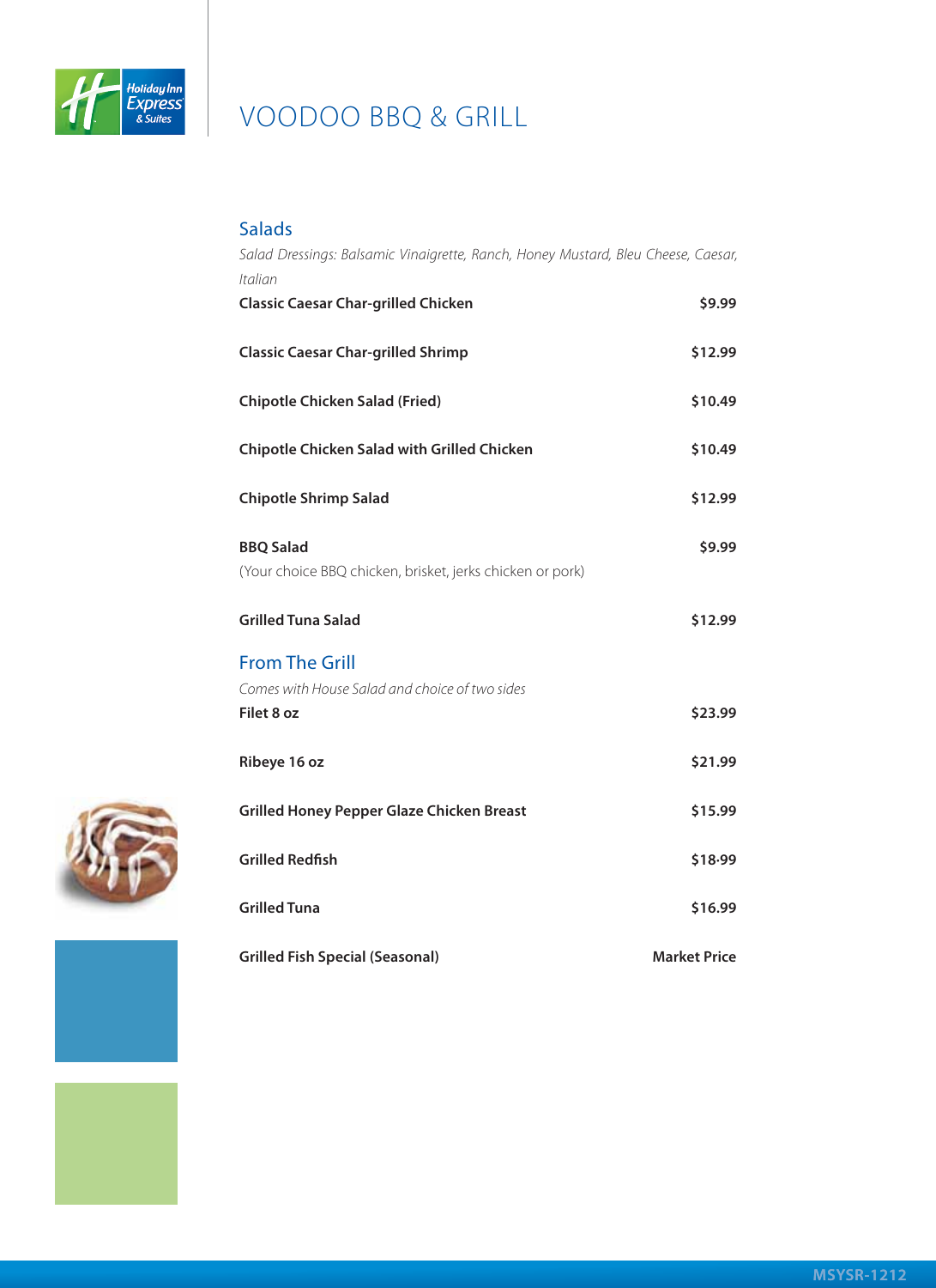# VOODOO BBQ & GRILL

## Salads

*Salad Dressings: Balsamic Vinaigrette, Ranch, Honey Mustard, Bleu Cheese, Caesar, Italian*

| | |
|---|---|
| **Classic Caesar Char-grilled Chicken** | **$9.99** |
| **Classic Caesar Char-grilled Shrimp** | **$12.99** |
| **Chipotle Chicken Salad (Fried)** | **$10.49** |
| **Chipotle Chicken Salad with Grilled Chicken** | **$10.49** |
| **Chipotle Shrimp Salad** | **$12.99** |
| **BBQ Salad**<br>(Your choice BBQ chicken, brisket, jerks chicken or pork) | **$9.99** |
| **Grilled Tuna Salad** | **$12.99** |

## From The Grill

*Comes with House Salad and choice of two sides*

| | |
|---|---|
| **Filet 8 oz** | **$23.99** |
| **Ribeye 16 oz** | **$21.99** |
| **Grilled Honey Pepper Glaze Chicken Breast** | **$15.99** |
| **Grilled Redfish** | **$18.99** |
| **Grilled Tuna** | **$16.99** |
| **Grilled Fish Special (Seasonal)** | **Market Price** |

MSYSR-1212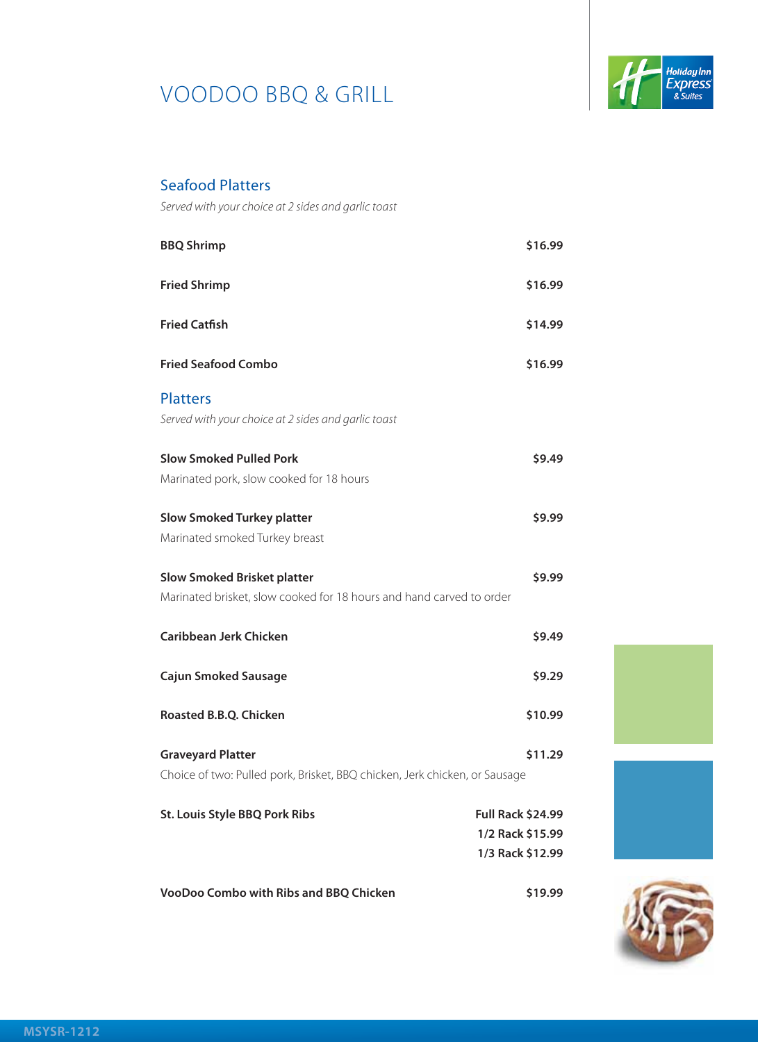# VOODOO BBQ & GRILL

## Seafood Platters

*Served with your choice at 2 sides and garlic toast*

| | |
|---|---|
| **BBQ Shrimp** | **$16.99** |
| **Fried Shrimp** | **$16.99** |
| **Fried Catfish** | **$14.99** |
| **Fried Seafood Combo** | **$16.99** |

## Platters

*Served with your choice at 2 sides and garlic toast*

**Slow Smoked Pulled Pork** — **$9.49**
Marinated pork, slow cooked for 18 hours

**Slow Smoked Turkey platter** — **$9.99**
Marinated smoked Turkey breast

**Slow Smoked Brisket platter** — **$9.99**
Marinated brisket, slow cooked for 18 hours and hand carved to order

**Caribbean Jerk Chicken** — **$9.49**

**Cajun Smoked Sausage** — **$9.29**

**Roasted B.B.Q. Chicken** — **$10.99**

**Graveyard Platter** — **$11.29**
Choice of two: Pulled pork, Brisket, BBQ chicken, Jerk chicken, or Sausage

**St. Louis Style BBQ Pork Ribs**
**Full Rack $24.99**
**1/2 Rack $15.99**
**1/3 Rack $12.99**

**VooDoo Combo with Ribs and BBQ Chicken** — **$19.99**

MSYSR-1212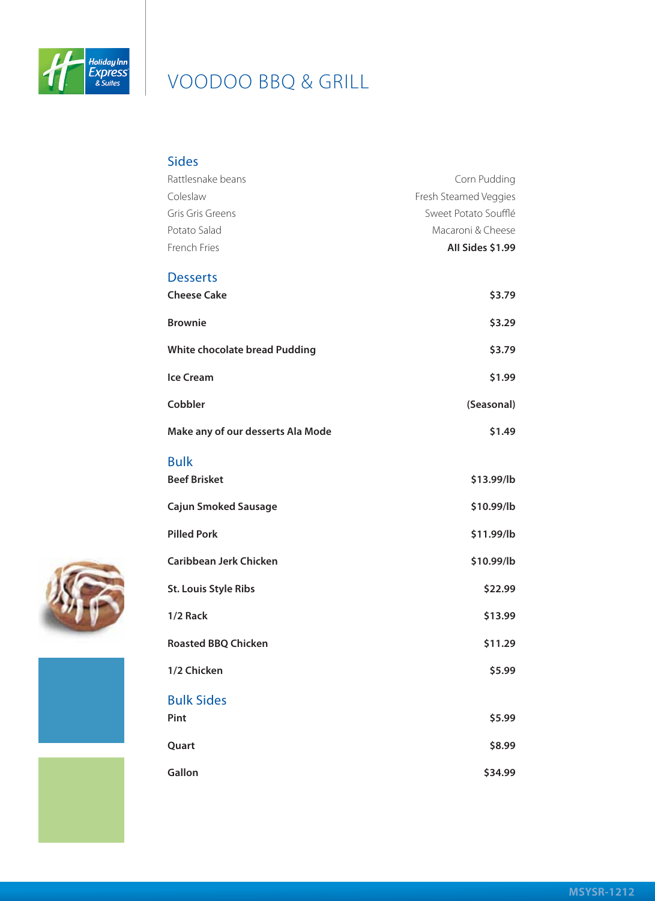# VOODOO BBQ & GRILL

## Sides

| | |
|---|---|
| Rattlesnake beans | Corn Pudding |
| Coleslaw | Fresh Steamed Veggies |
| Gris Gris Greens | Sweet Potato Soufflé |
| Potato Salad | Macaroni & Cheese |
| French Fries | **All Sides $1.99** |

## Desserts

| | |
|---|---|
| **Cheese Cake** | **$3.79** |
| **Brownie** | **$3.29** |
| **White chocolate bread Pudding** | **$3.79** |
| **Ice Cream** | **$1.99** |
| **Cobbler** | **(Seasonal)** |
| **Make any of our desserts Ala Mode** | **$1.49** |

## Bulk

| | |
|---|---|
| **Beef Brisket** | **$13.99/lb** |
| **Cajun Smoked Sausage** | **$10.99/lb** |
| **Pilled Pork** | **$11.99/lb** |
| **Caribbean Jerk Chicken** | **$10.99/lb** |
| **St. Louis Style Ribs** | **$22.99** |
| **1/2 Rack** | **$13.99** |
| **Roasted BBQ Chicken** | **$11.29** |
| **1/2 Chicken** | **$5.99** |

## Bulk Sides

| | |
|---|---|
| **Pint** | **$5.99** |
| **Quart** | **$8.99** |
| **Gallon** | **$34.99** |

MSYSR-1212